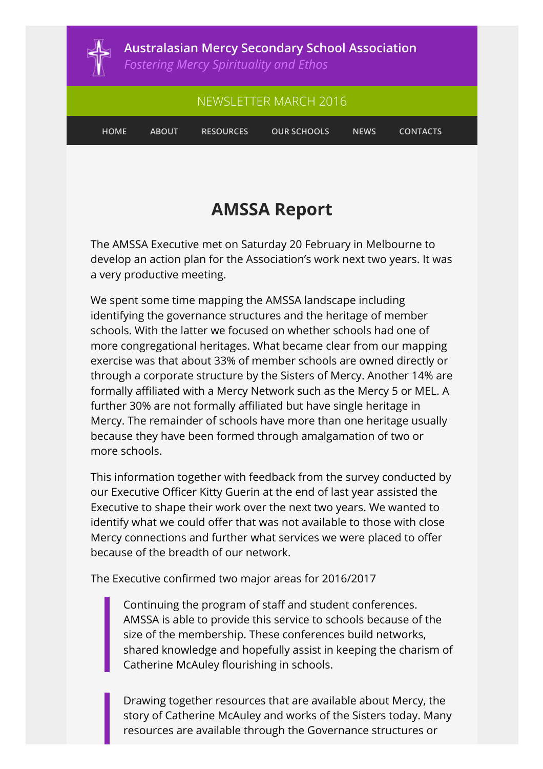# Australasian Mercy Secondary School Association

*Fostering Mercy Spirituality and Ethos*

NEWSLETTER MARCH 2016

HOME ABOUT RESOURCES OUR SCHOOLS NEWS CONTACTS

## AMSSA Report

The AMSSA Executive met on Saturday 20 February in Melbourne to develop an action plan for the Association's work next two years. It was a very productive meeting.

We spent some time mapping the AMSSA landscape including identifying the governance structures and the heritage of member schools. With the latter we focused on whether schools had one of more congregational heritages. What became clear from our mapping exercise was that about 33% of member schools are owned directly or through a corporate structure by the Sisters of Mercy. Another 14% are formally affiliated with a Mercy Network such as the Mercy 5 or MEL. A further 30% are not formally affiliated but have single heritage in Mercy. The remainder of schools have more than one heritage usually because they have been formed through amalgamation of two or more schools.

This information together with feedback from the survey conducted by our Executive Officer Kitty Guerin at the end of last year assisted the Executive to shape their work over the next two years. We wanted to identify what we could offer that was not available to those with close Mercy connections and further what services we were placed to offer because of the breadth of our network.

The Executive confirmed two major areas for 2016/2017

> Continuing the program of staff and student conferences. AMSSA is able to provide this service to schools because of the size of the membership. These conferences build networks, shared knowledge and hopefully assist in keeping the charism of Catherine McAuley flourishing in schools.

> Drawing together resources that are available about Mercy, the story of Catherine McAuley and works of the Sisters today. Many resources are available through the Governance structures or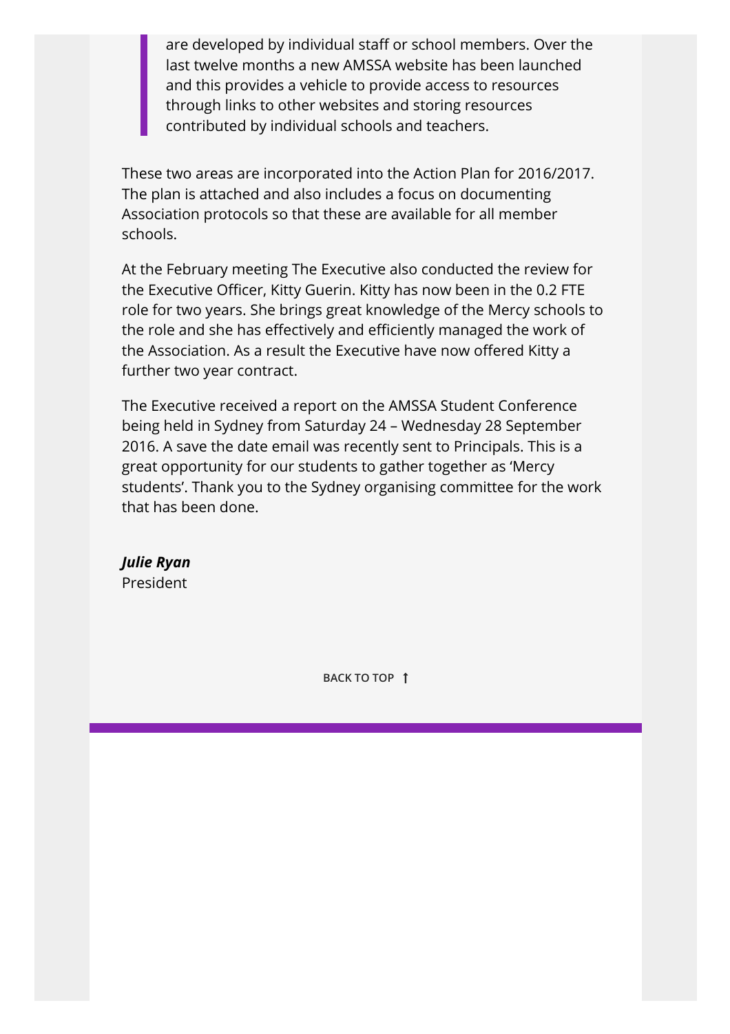> are developed by individual staff or school members. Over the last twelve months a new AMSSA website has been launched and this provides a vehicle to provide access to resources through links to other websites and storing resources contributed by individual schools and teachers.

These two areas are incorporated into the Action Plan for 2016/2017. The plan is attached and also includes a focus on documenting Association protocols so that these are available for all member schools.

At the February meeting The Executive also conducted the review for the Executive Officer, Kitty Guerin. Kitty has now been in the 0.2 FTE role for two years. She brings great knowledge of the Mercy schools to the role and she has effectively and efficiently managed the work of the Association. As a result the Executive have now offered Kitty a further two year contract.

The Executive received a report on the AMSSA Student Conference being held in Sydney from Saturday 24 – Wednesday 28 September 2016. A save the date email was recently sent to Principals. This is a great opportunity for our students to gather together as 'Mercy students'. Thank you to the Sydney organising committee for the work that has been done.

***Julie Ryan***
President

BACK TO TOP ↑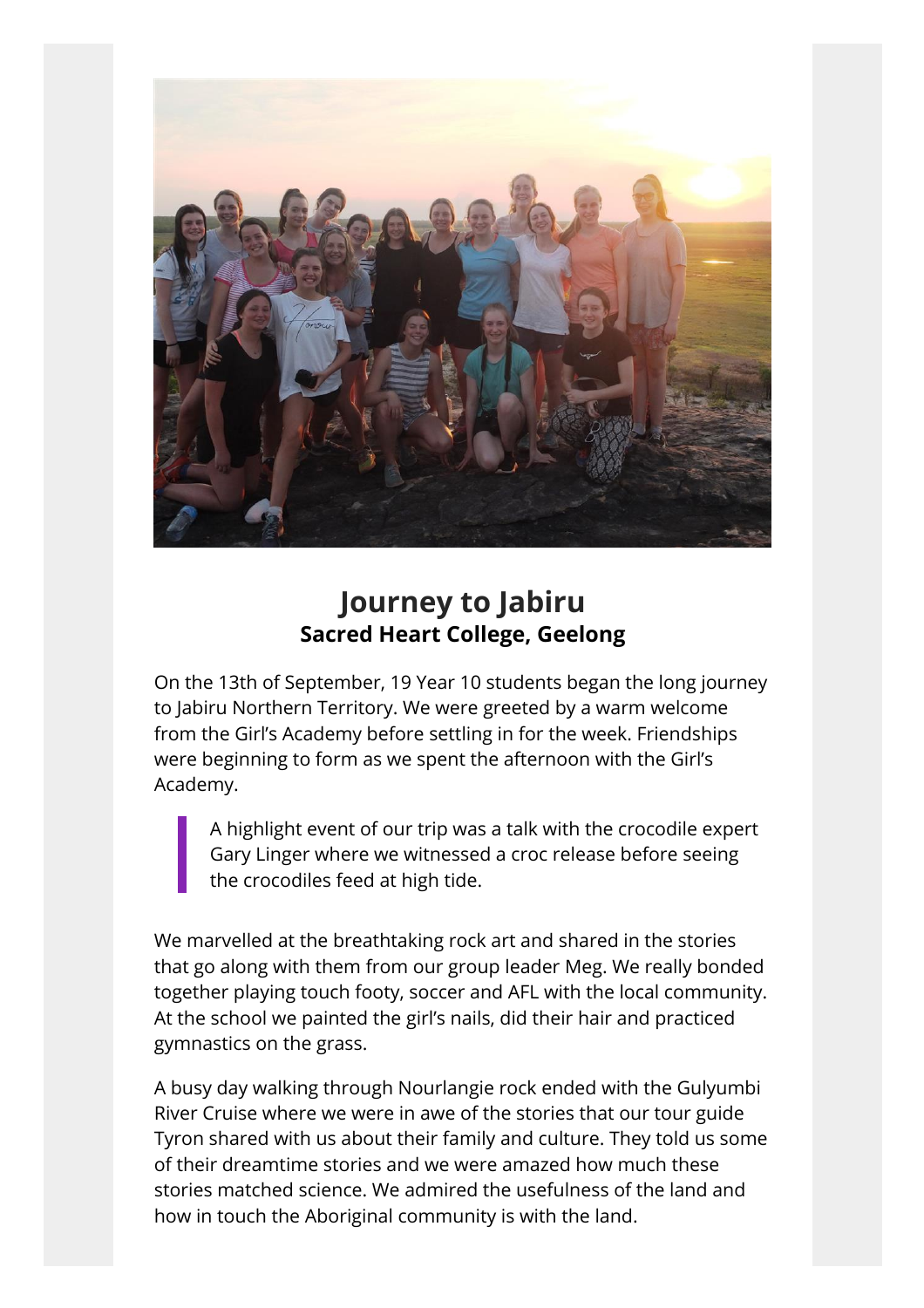## Journey to Jabiru
**Sacred Heart College, Geelong**

On the 13th of September, 19 Year 10 students began the long journey to Jabiru Northern Territory. We were greeted by a warm welcome from the Girl's Academy before settling in for the week. Friendships were beginning to form as we spent the afternoon with the Girl's Academy.

> A highlight event of our trip was a talk with the crocodile expert Gary Linger where we witnessed a croc release before seeing the crocodiles feed at high tide.

We marvelled at the breathtaking rock art and shared in the stories that go along with them from our group leader Meg. We really bonded together playing touch footy, soccer and AFL with the local community. At the school we painted the girl's nails, did their hair and practiced gymnastics on the grass.

A busy day walking through Nourlangie rock ended with the Gulyumbi River Cruise where we were in awe of the stories that our tour guide Tyron shared with us about their family and culture. They told us some of their dreamtime stories and we were amazed how much these stories matched science. We admired the usefulness of the land and how in touch the Aboriginal community is with the land.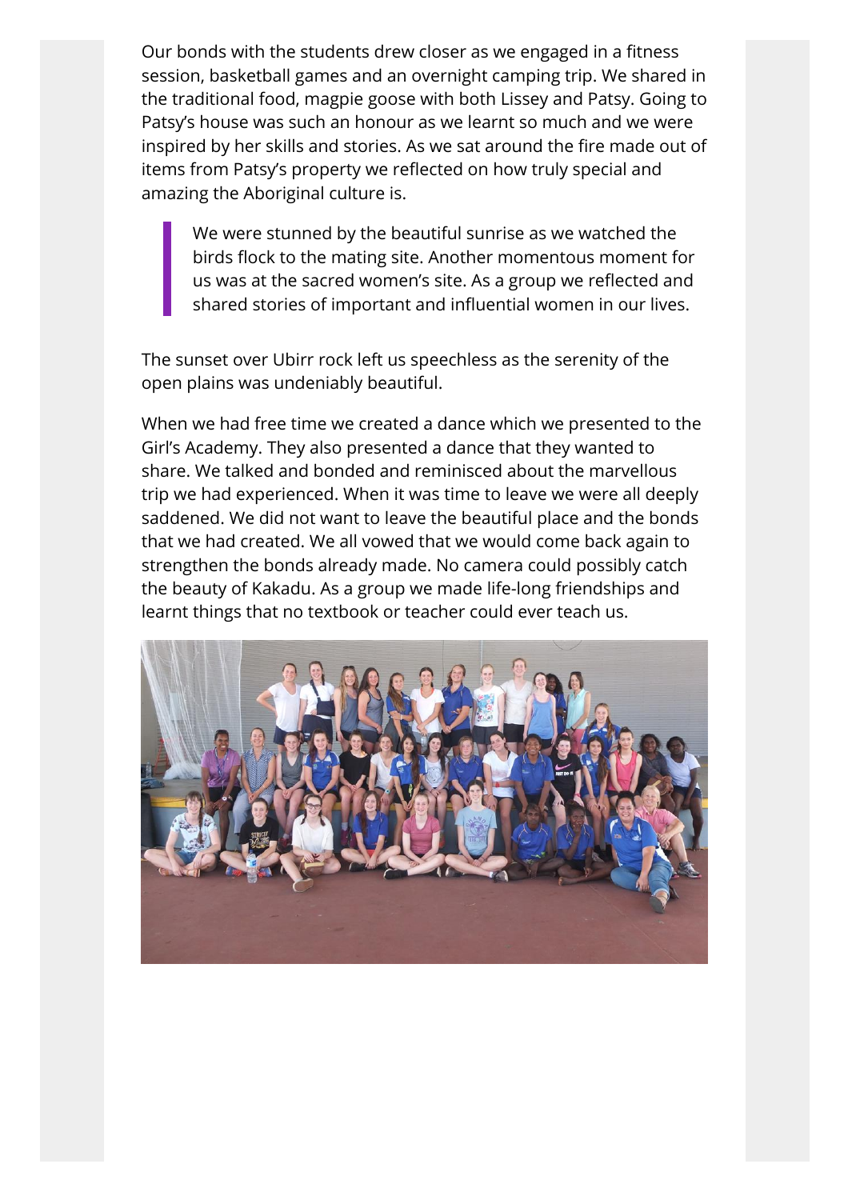Our bonds with the students drew closer as we engaged in a fitness session, basketball games and an overnight camping trip. We shared in the traditional food, magpie goose with both Lissey and Patsy. Going to Patsy's house was such an honour as we learnt so much and we were inspired by her skills and stories. As we sat around the fire made out of items from Patsy's property we reflected on how truly special and amazing the Aboriginal culture is.

> We were stunned by the beautiful sunrise as we watched the birds flock to the mating site. Another momentous moment for us was at the sacred women's site. As a group we reflected and shared stories of important and influential women in our lives.

The sunset over Ubirr rock left us speechless as the serenity of the open plains was undeniably beautiful.

When we had free time we created a dance which we presented to the Girl's Academy. They also presented a dance that they wanted to share. We talked and bonded and reminisced about the marvellous trip we had experienced. When it was time to leave we were all deeply saddened. We did not want to leave the beautiful place and the bonds that we had created. We all vowed that we would come back again to strengthen the bonds already made. No camera could possibly catch the beauty of Kakadu. As a group we made life-long friendships and learnt things that no textbook or teacher could ever teach us.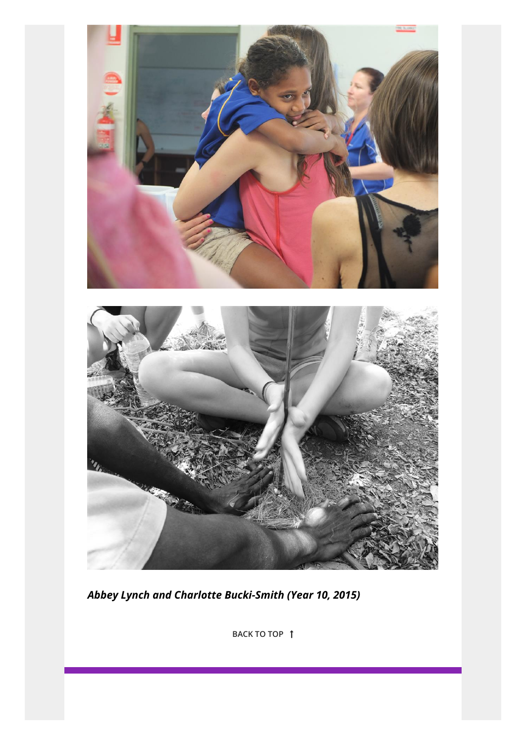***Abbey Lynch and Charlotte Bucki-Smith (Year 10, 2015)***

BACK TO TOP ↑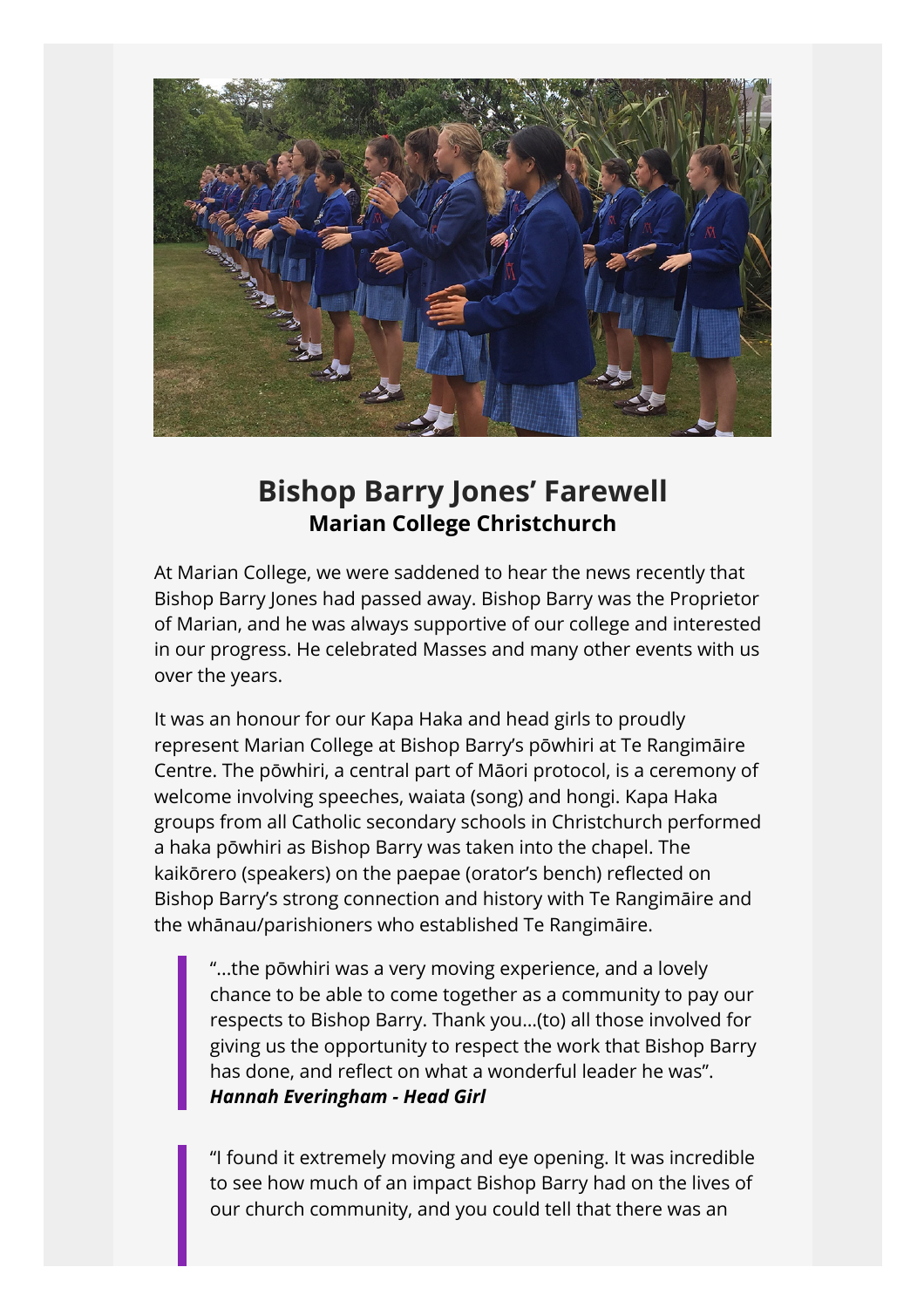## Bishop Barry Jones' Farewell

**Marian College Christchurch**

At Marian College, we were saddened to hear the news recently that Bishop Barry Jones had passed away. Bishop Barry was the Proprietor of Marian, and he was always supportive of our college and interested in our progress. He celebrated Masses and many other events with us over the years.

It was an honour for our Kapa Haka and head girls to proudly represent Marian College at Bishop Barry's pōwhiri at Te Rangimāire Centre. The pōwhiri, a central part of Māori protocol, is a ceremony of welcome involving speeches, waiata (song) and hongi. Kapa Haka groups from all Catholic secondary schools in Christchurch performed a haka pōwhiri as Bishop Barry was taken into the chapel. The kaikōrero (speakers) on the paepae (orator's bench) reflected on Bishop Barry's strong connection and history with Te Rangimāire and the whānau/parishioners who established Te Rangimāire.

> "...the pōwhiri was a very moving experience, and a lovely chance to be able to come together as a community to pay our respects to Bishop Barry. Thank you...(to) all those involved for giving us the opportunity to respect the work that Bishop Barry has done, and reflect on what a wonderful leader he was".
> ***Hannah Everingham - Head Girl***

> "I found it extremely moving and eye opening. It was incredible to see how much of an impact Bishop Barry had on the lives of our church community, and you could tell that there was an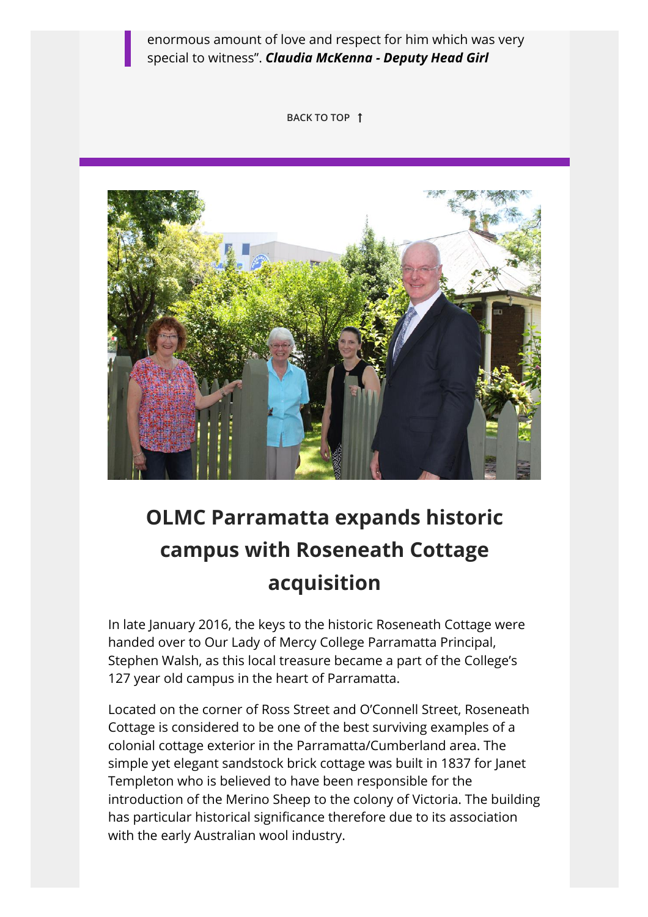> enormous amount of love and respect for him which was very special to witness". ***Claudia McKenna - Deputy Head Girl***

BACK TO TOP ↑

## OLMC Parramatta expands historic campus with Roseneath Cottage acquisition

In late January 2016, the keys to the historic Roseneath Cottage were handed over to Our Lady of Mercy College Parramatta Principal, Stephen Walsh, as this local treasure became a part of the College's 127 year old campus in the heart of Parramatta.

Located on the corner of Ross Street and O'Connell Street, Roseneath Cottage is considered to be one of the best surviving examples of a colonial cottage exterior in the Parramatta/Cumberland area. The simple yet elegant sandstock brick cottage was built in 1837 for Janet Templeton who is believed to have been responsible for the introduction of the Merino Sheep to the colony of Victoria. The building has particular historical significance therefore due to its association with the early Australian wool industry.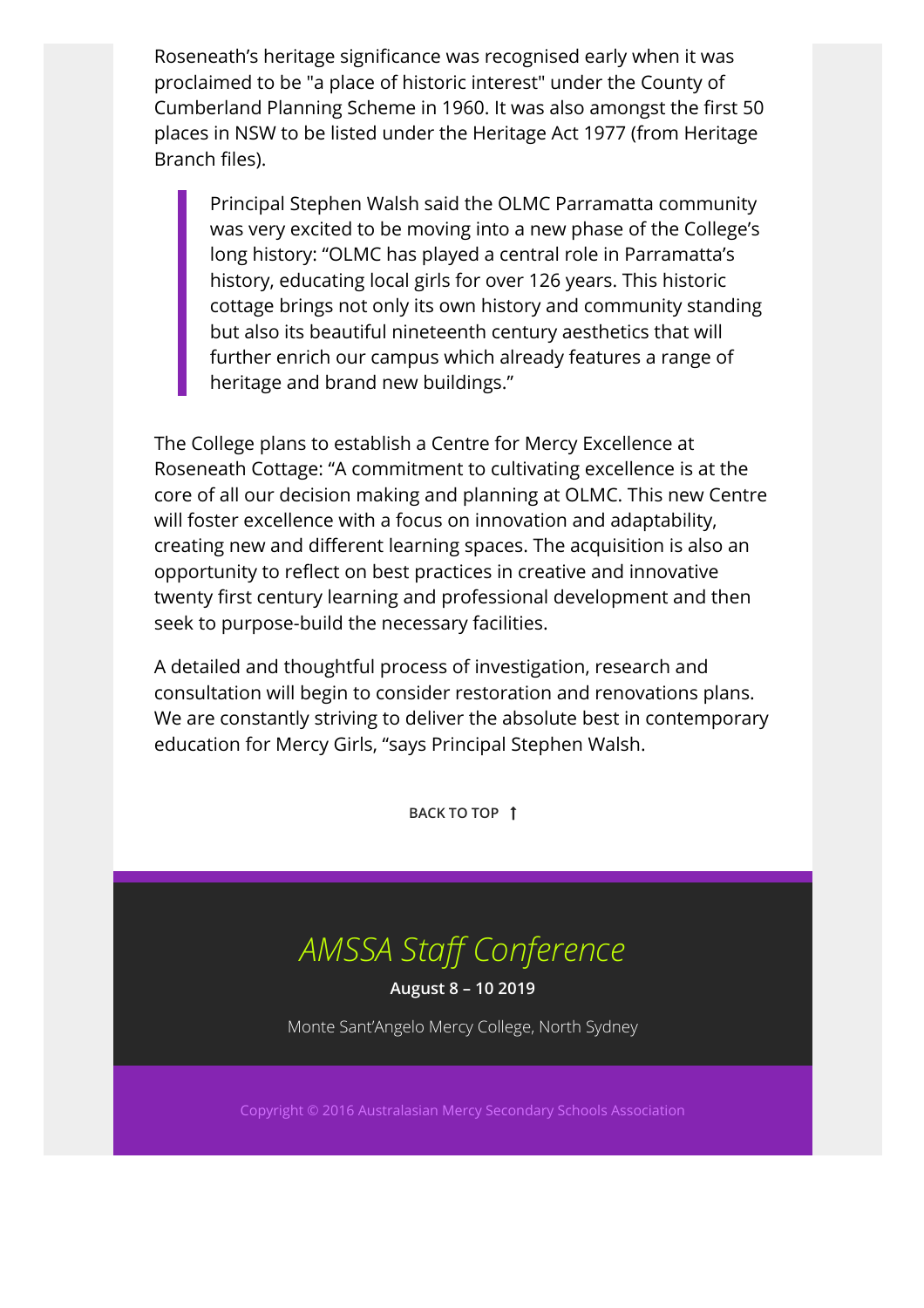Roseneath's heritage significance was recognised early when it was proclaimed to be "a place of historic interest" under the County of Cumberland Planning Scheme in 1960. It was also amongst the first 50 places in NSW to be listed under the Heritage Act 1977 (from Heritage Branch files).

> Principal Stephen Walsh said the OLMC Parramatta community was very excited to be moving into a new phase of the College's long history: "OLMC has played a central role in Parramatta's history, educating local girls for over 126 years. This historic cottage brings not only its own history and community standing but also its beautiful nineteenth century aesthetics that will further enrich our campus which already features a range of heritage and brand new buildings."

The College plans to establish a Centre for Mercy Excellence at Roseneath Cottage: "A commitment to cultivating excellence is at the core of all our decision making and planning at OLMC. This new Centre will foster excellence with a focus on innovation and adaptability, creating new and different learning spaces. The acquisition is also an opportunity to reflect on best practices in creative and innovative twenty first century learning and professional development and then seek to purpose-build the necessary facilities.

A detailed and thoughtful process of investigation, research and consultation will begin to consider restoration and renovations plans. We are constantly striving to deliver the absolute best in contemporary education for Mercy Girls, "says Principal Stephen Walsh.

BACK TO TOP ↑

## *AMSSA Staff Conference*

**August 8 – 10 2019**

Monte Sant'Angelo Mercy College, North Sydney

Copyright © 2016 Australasian Mercy Secondary Schools Association